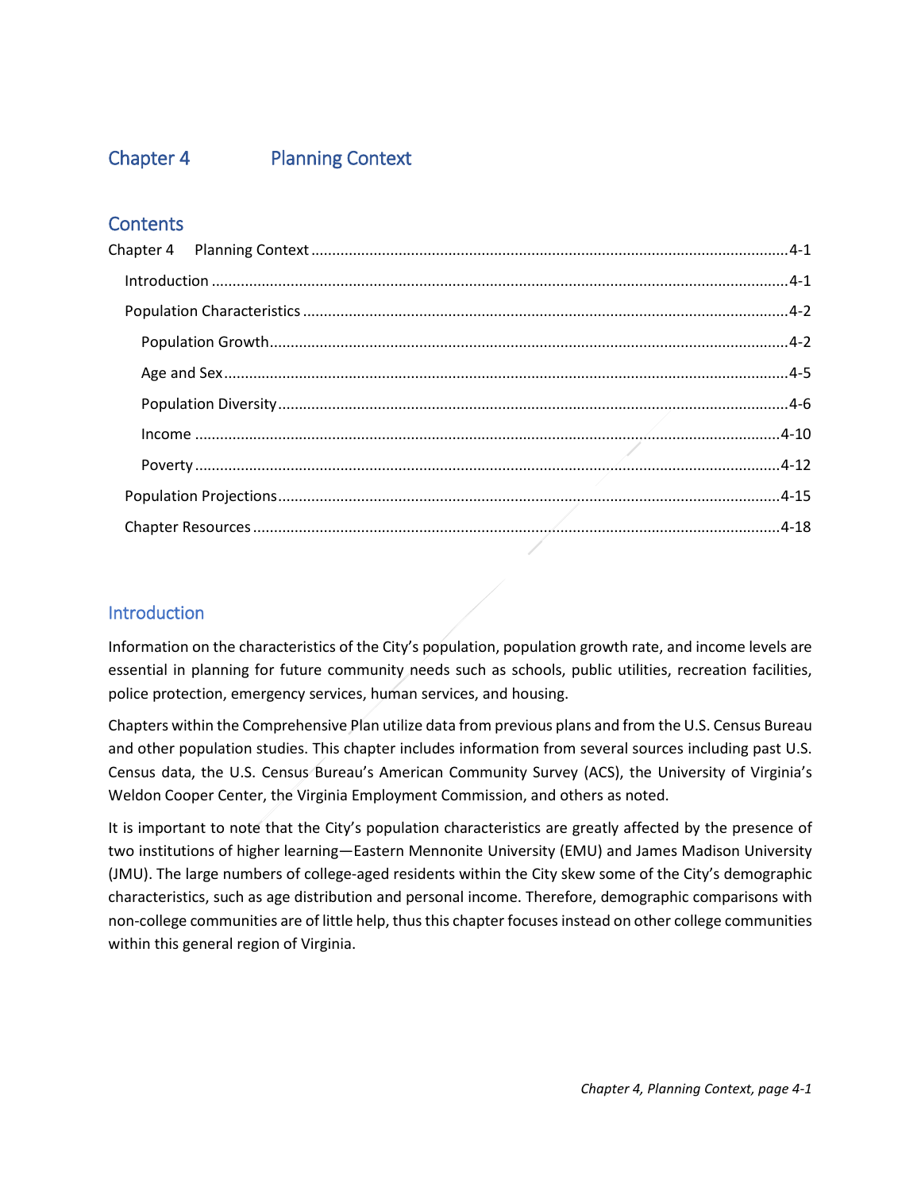# Chapter 4 Planning Context

## Contents

Chapter 4 Planning Context ................................................................................................4-1

- Introduction ................................................................................................4-1
- Population Characteristics ................................................................................................4-2
  - Population Growth................................................................................................4-2
  - Age and Sex................................................................................................4-5
  - Population Diversity................................................................................................4-6
  - Income ................................................................................................4-10
  - Poverty................................................................................................4-12
- Population Projections................................................................................................4-15
- Chapter Resources ................................................................................................4-18

## Introduction

Information on the characteristics of the City's population, population growth rate, and income levels are essential in planning for future community needs such as schools, public utilities, recreation facilities, police protection, emergency services, human services, and housing.

Chapters within the Comprehensive Plan utilize data from previous plans and from the U.S. Census Bureau and other population studies. This chapter includes information from several sources including past U.S. Census data, the U.S. Census Bureau's American Community Survey (ACS), the University of Virginia's Weldon Cooper Center, the Virginia Employment Commission, and others as noted.

It is important to note that the City's population characteristics are greatly affected by the presence of two institutions of higher learning—Eastern Mennonite University (EMU) and James Madison University (JMU). The large numbers of college-aged residents within the City skew some of the City's demographic characteristics, such as age distribution and personal income. Therefore, demographic comparisons with non-college communities are of little help, thus this chapter focuses instead on other college communities within this general region of Virginia.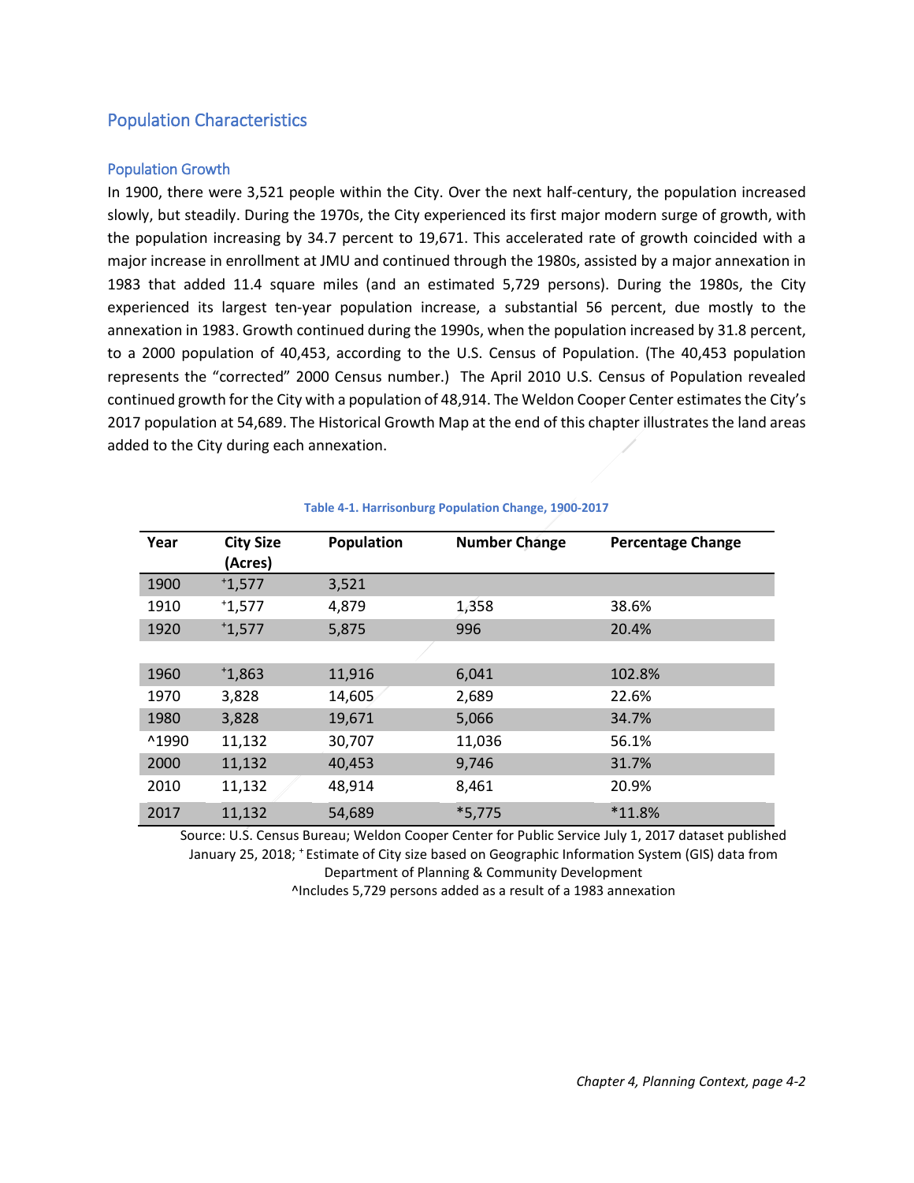## Population Characteristics

### Population Growth

In 1900, there were 3,521 people within the City. Over the next half-century, the population increased slowly, but steadily. During the 1970s, the City experienced its first major modern surge of growth, with the population increasing by 34.7 percent to 19,671. This accelerated rate of growth coincided with a major increase in enrollment at JMU and continued through the 1980s, assisted by a major annexation in 1983 that added 11.4 square miles (and an estimated 5,729 persons). During the 1980s, the City experienced its largest ten-year population increase, a substantial 56 percent, due mostly to the annexation in 1983. Growth continued during the 1990s, when the population increased by 31.8 percent, to a 2000 population of 40,453, according to the U.S. Census of Population. (The 40,453 population represents the "corrected" 2000 Census number.) The April 2010 U.S. Census of Population revealed continued growth for the City with a population of 48,914. The Weldon Cooper Center estimates the City's 2017 population at 54,689. The Historical Growth Map at the end of this chapter illustrates the land areas added to the City during each annexation.

**Table 4-1. Harrisonburg Population Change, 1900-2017**

| Year | City Size (Acres) | Population | Number Change | Percentage Change |
|---|---|---|---|---|
| 1900 | +1,577 | 3,521 | | |
| 1910 | +1,577 | 4,879 | 1,358 | 38.6% |
| 1920 | +1,577 | 5,875 | 996 | 20.4% |
| | | | | |
| 1960 | +1,863 | 11,916 | 6,041 | 102.8% |
| 1970 | 3,828 | 14,605 | 2,689 | 22.6% |
| 1980 | 3,828 | 19,671 | 5,066 | 34.7% |
| ^1990 | 11,132 | 30,707 | 11,036 | 56.1% |
| 2000 | 11,132 | 40,453 | 9,746 | 31.7% |
| 2010 | 11,132 | 48,914 | 8,461 | 20.9% |
| 2017 | 11,132 | 54,689 | *5,775 | *11.8% |

Source: U.S. Census Bureau; Weldon Cooper Center for Public Service July 1, 2017 dataset published January 25, 2018; + Estimate of City size based on Geographic Information System (GIS) data from Department of Planning & Community Development

^Includes 5,729 persons added as a result of a 1983 annexation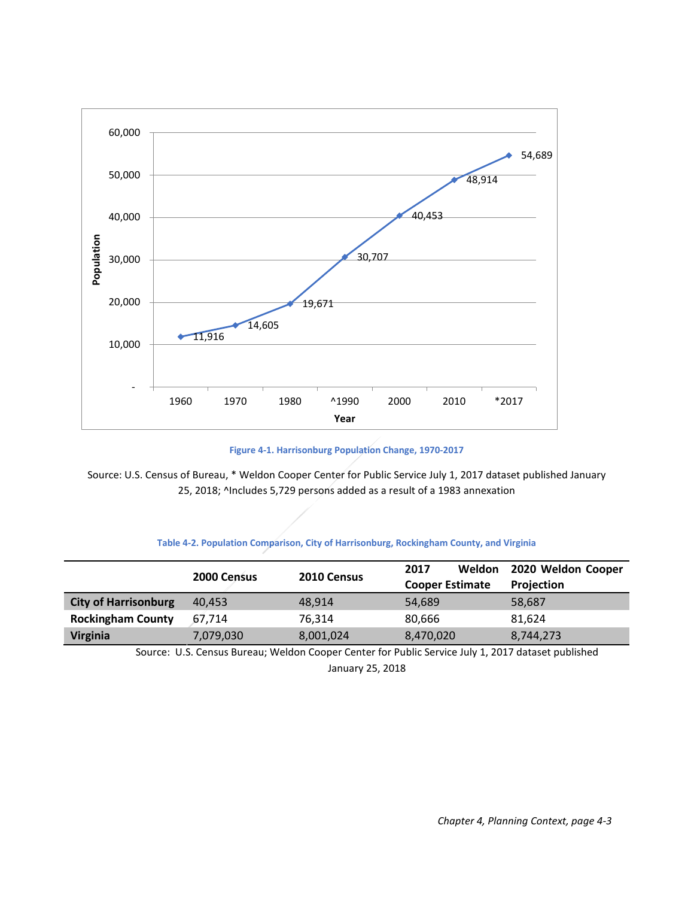**Figure 4-1. Harrisonburg Population Change, 1970-2017**

Source: U.S. Census of Bureau, * Weldon Cooper Center for Public Service July 1, 2017 dataset published January 25, 2018; ^Includes 5,729 persons added as a result of a 1983 annexation

**Table 4-2. Population Comparison, City of Harrisonburg, Rockingham County, and Virginia**

| | 2000 Census | 2010 Census | 2017 Weldon Cooper Estimate | 2020 Weldon Cooper Projection |
|---|---|---|---|---|
| **City of Harrisonburg** | 40,453 | 48,914 | 54,689 | 58,687 |
| **Rockingham County** | 67,714 | 76,314 | 80,666 | 81,624 |
| **Virginia** | 7,079,030 | 8,001,024 | 8,470,020 | 8,744,273 |

Source: U.S. Census Bureau; Weldon Cooper Center for Public Service July 1, 2017 dataset published January 25, 2018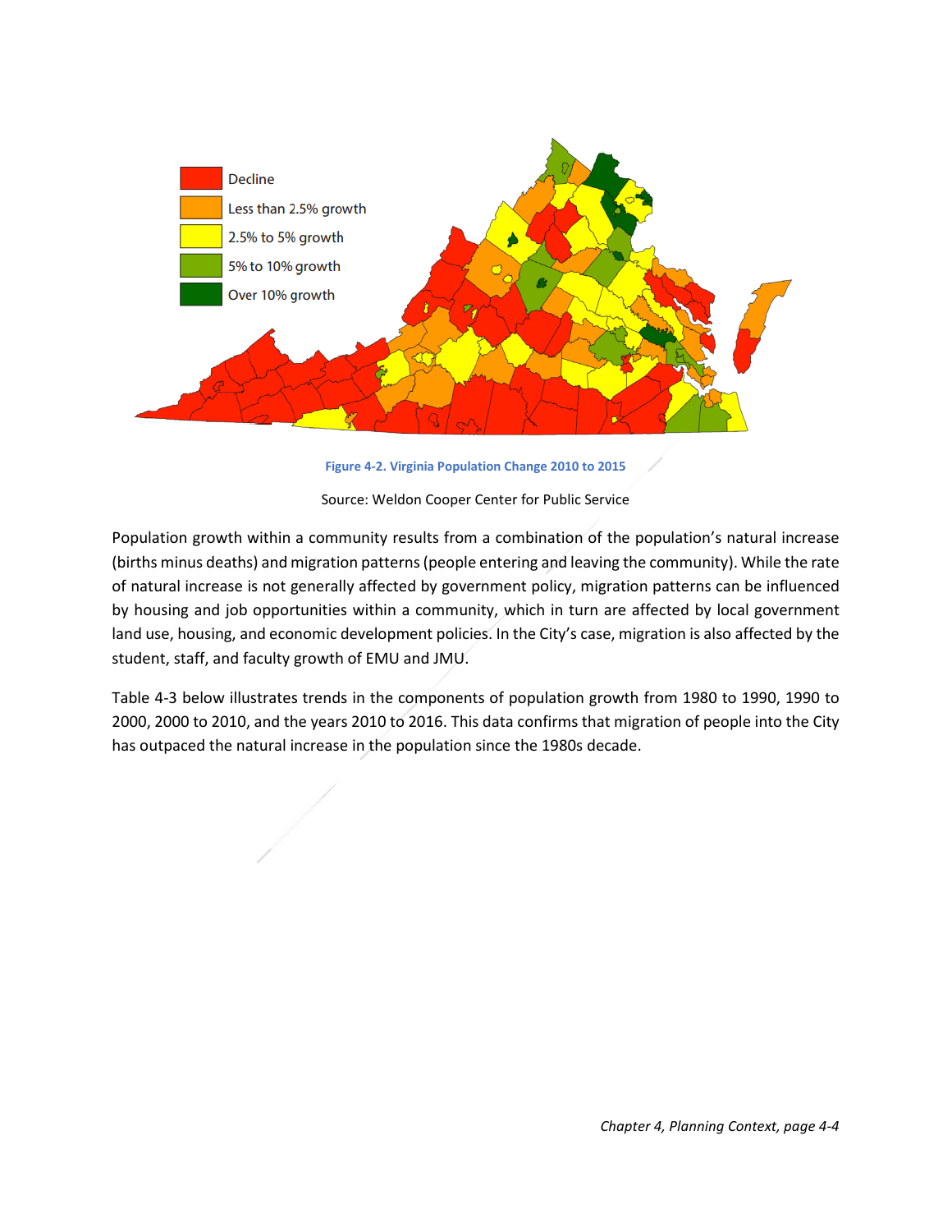Decline

Less than 2.5% growth

2.5% to 5% growth

5% to 10% growth

Over 10% growth

**Figure 4-2. Virginia Population Change 2010 to 2015**

Source: Weldon Cooper Center for Public Service

Population growth within a community results from a combination of the population's natural increase (births minus deaths) and migration patterns (people entering and leaving the community). While the rate of natural increase is not generally affected by government policy, migration patterns can be influenced by housing and job opportunities within a community, which in turn are affected by local government land use, housing, and economic development policies. In the City's case, migration is also affected by the student, staff, and faculty growth of EMU and JMU.

Table 4-3 below illustrates trends in the components of population growth from 1980 to 1990, 1990 to 2000, 2000 to 2010, and the years 2010 to 2016. This data confirms that migration of people into the City has outpaced the natural increase in the population since the 1980s decade.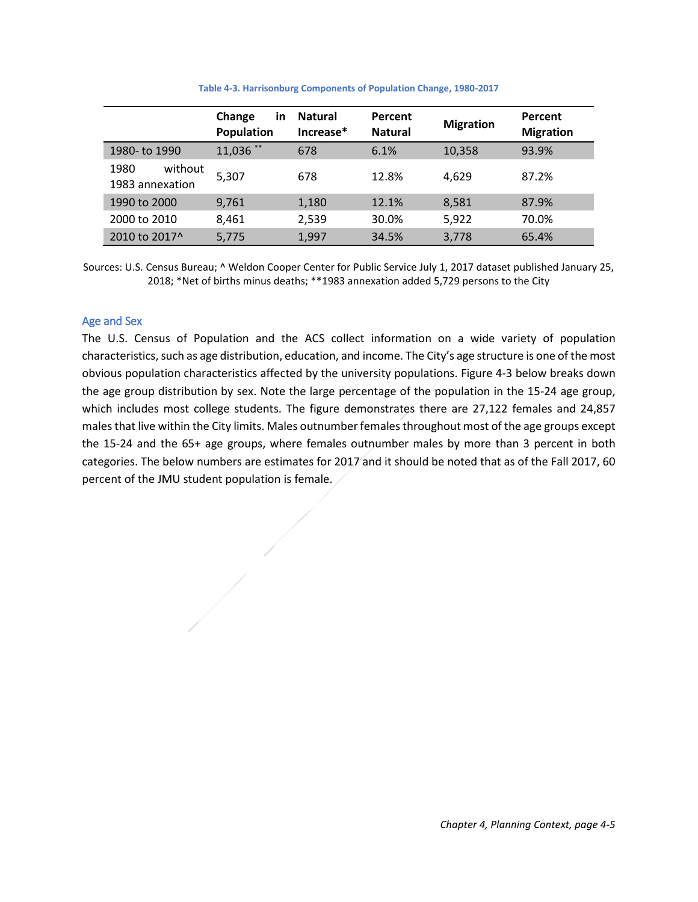**Table 4-3. Harrisonburg Components of Population Change, 1980-2017**

| | Change in Population | Natural Increase* | Percent Natural | Migration | Percent Migration |
|---|---|---|---|---|---|
| 1980- to 1990 | 11,036 ** | 678 | 6.1% | 10,358 | 93.9% |
| 1980 without 1983 annexation | 5,307 | 678 | 12.8% | 4,629 | 87.2% |
| 1990 to 2000 | 9,761 | 1,180 | 12.1% | 8,581 | 87.9% |
| 2000 to 2010 | 8,461 | 2,539 | 30.0% | 5,922 | 70.0% |
| 2010 to 2017^ | 5,775 | 1,997 | 34.5% | 3,778 | 65.4% |

Sources: U.S. Census Bureau; ^ Weldon Cooper Center for Public Service July 1, 2017 dataset published January 25, 2018; *Net of births minus deaths; **1983 annexation added 5,729 persons to the City

### Age and Sex

The U.S. Census of Population and the ACS collect information on a wide variety of population characteristics, such as age distribution, education, and income. The City's age structure is one of the most obvious population characteristics affected by the university populations. Figure 4-3 below breaks down the age group distribution by sex. Note the large percentage of the population in the 15-24 age group, which includes most college students. The figure demonstrates there are 27,122 females and 24,857 males that live within the City limits. Males outnumber females throughout most of the age groups except the 15-24 and the 65+ age groups, where females outnumber males by more than 3 percent in both categories. The below numbers are estimates for 2017 and it should be noted that as of the Fall 2017, 60 percent of the JMU student population is female.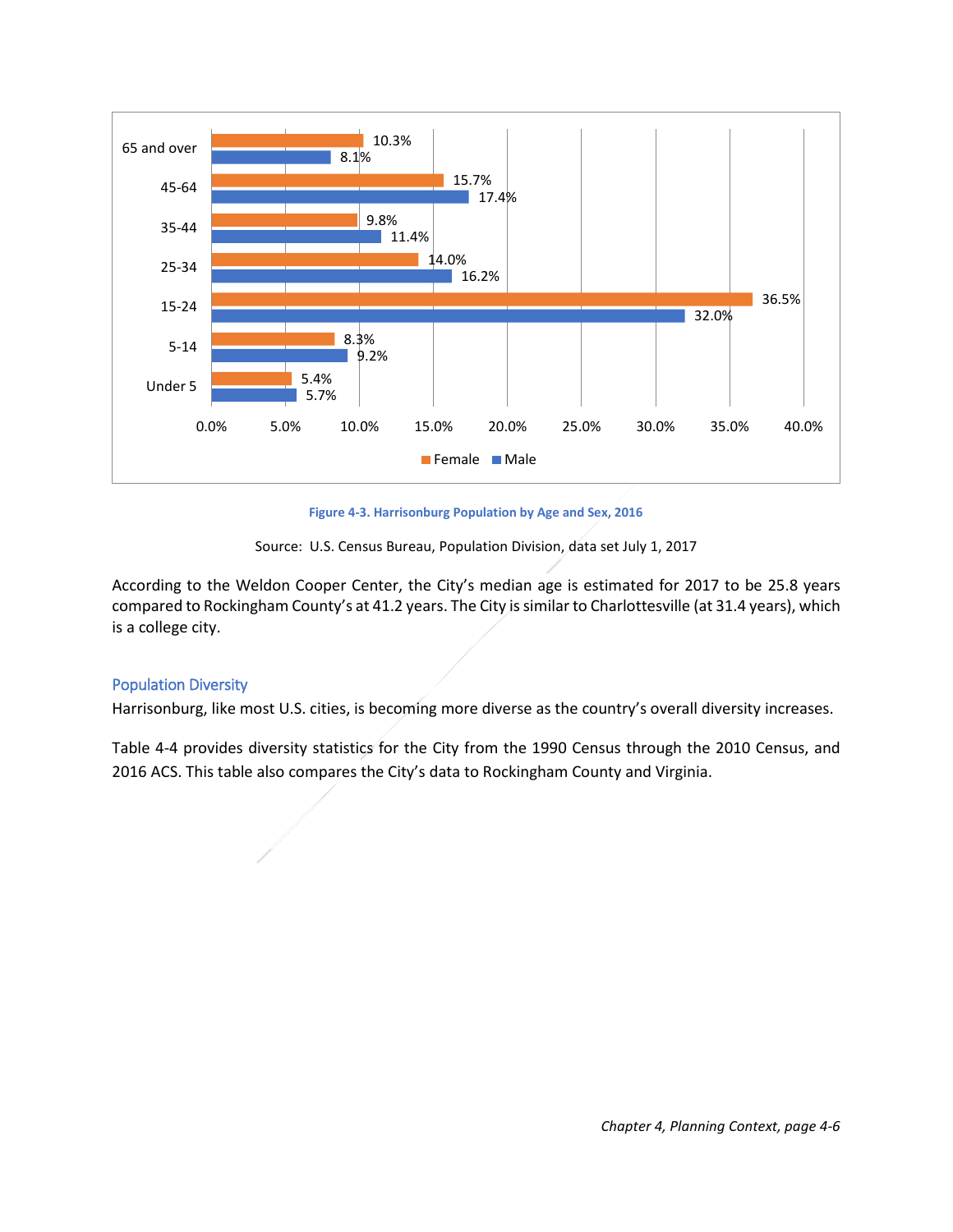| Age | Female | Male |
|---|---|---|
| 65 and over | 10.3% | 8.1% |
| 45-64 | 15.7% | 17.4% |
| 35-44 | 9.8% | 11.4% |
| 25-34 | 14.0% | 16.2% |
| 15-24 | 36.5% | 32.0% |
| 5-14 | 8.3% | 9.2% |
| Under 5 | 5.4% | 5.7% |

**Figure 4-3. Harrisonburg Population by Age and Sex, 2016**

Source: U.S. Census Bureau, Population Division, data set July 1, 2017

According to the Weldon Cooper Center, the City's median age is estimated for 2017 to be 25.8 years compared to Rockingham County's at 41.2 years. The City is similar to Charlottesville (at 31.4 years), which is a college city.

### Population Diversity

Harrisonburg, like most U.S. cities, is becoming more diverse as the country's overall diversity increases.

Table 4-4 provides diversity statistics for the City from the 1990 Census through the 2010 Census, and 2016 ACS. This table also compares the City's data to Rockingham County and Virginia.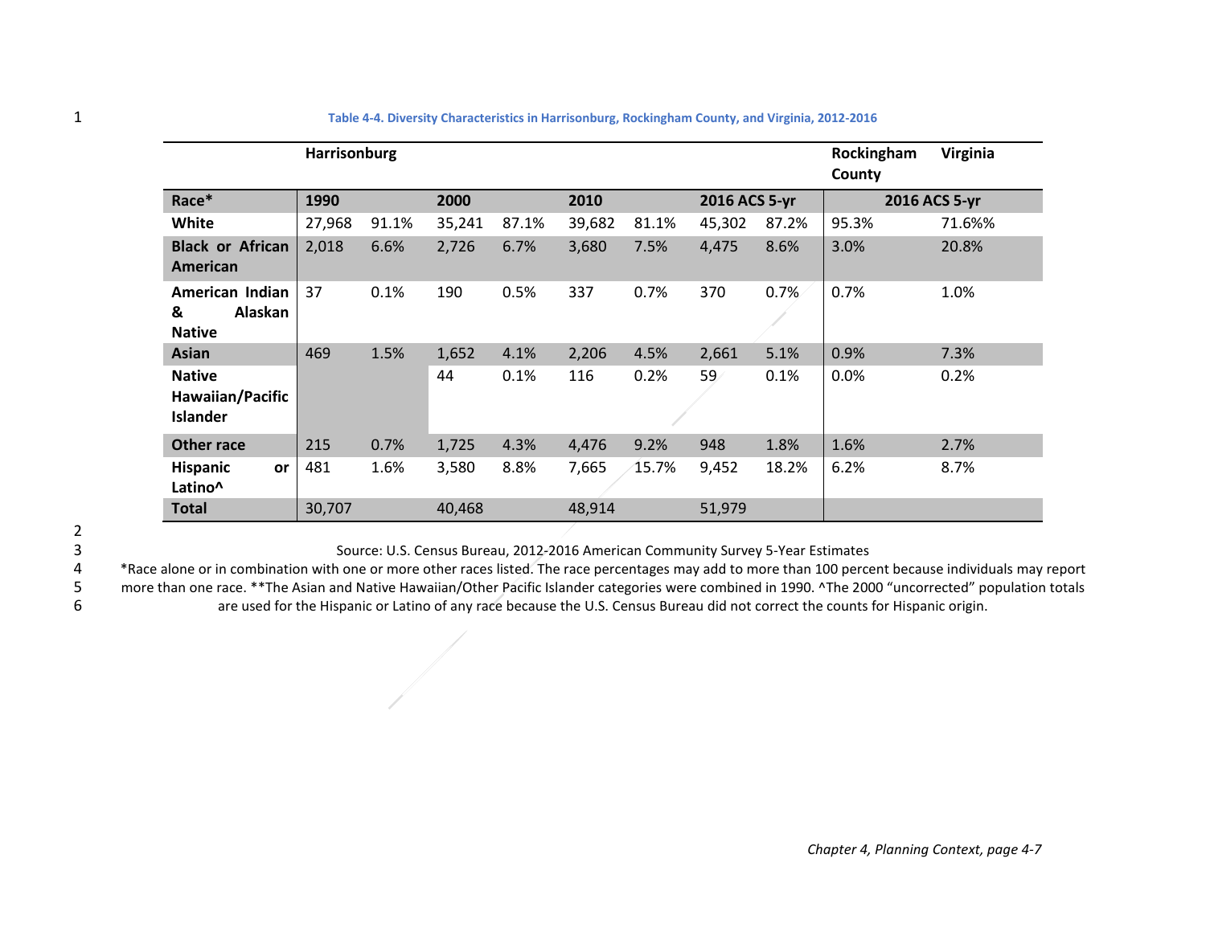**Table 4-4. Diversity Characteristics in Harrisonburg, Rockingham County, and Virginia, 2012-2016**

| | Harrisonburg | | | | | | | | Rockingham County | Virginia |
|---|---|---|---|---|---|---|---|---|---|---|
| **Race*** | **1990** | | **2000** | | **2010** | | **2016 ACS 5-yr** | | **2016 ACS 5-yr** | |
| **White** | 27,968 | 91.1% | 35,241 | 87.1% | 39,682 | 81.1% | 45,302 | 87.2% | 95.3% | 71.6%% |
| **Black or African American** | 2,018 | 6.6% | 2,726 | 6.7% | 3,680 | 7.5% | 4,475 | 8.6% | 3.0% | 20.8% |
| **American Indian & Alaskan Native** | 37 | 0.1% | 190 | 0.5% | 337 | 0.7% | 370 | 0.7% | 0.7% | 1.0% |
| **Asian** | 469 | 1.5% | 1,652 | 4.1% | 2,206 | 4.5% | 2,661 | 5.1% | 0.9% | 7.3% |
| **Native Hawaiian/Pacific Islander** | | | 44 | 0.1% | 116 | 0.2% | 59 | 0.1% | 0.0% | 0.2% |
| **Other race** | 215 | 0.7% | 1,725 | 4.3% | 4,476 | 9.2% | 948 | 1.8% | 1.6% | 2.7% |
| **Hispanic or Latino^** | 481 | 1.6% | 3,580 | 8.8% | 7,665 | 15.7% | 9,452 | 18.2% | 6.2% | 8.7% |
| **Total** | 30,707 | | 40,468 | | 48,914 | | 51,979 | | | |

Source: U.S. Census Bureau, 2012-2016 American Community Survey 5-Year Estimates

*Race alone or in combination with one or more other races listed. The race percentages may add to more than 100 percent because individuals may report more than one race. **The Asian and Native Hawaiian/Other Pacific Islander categories were combined in 1990. ^The 2000 "uncorrected" population totals are used for the Hispanic or Latino of any race because the U.S. Census Bureau did not correct the counts for Hispanic origin.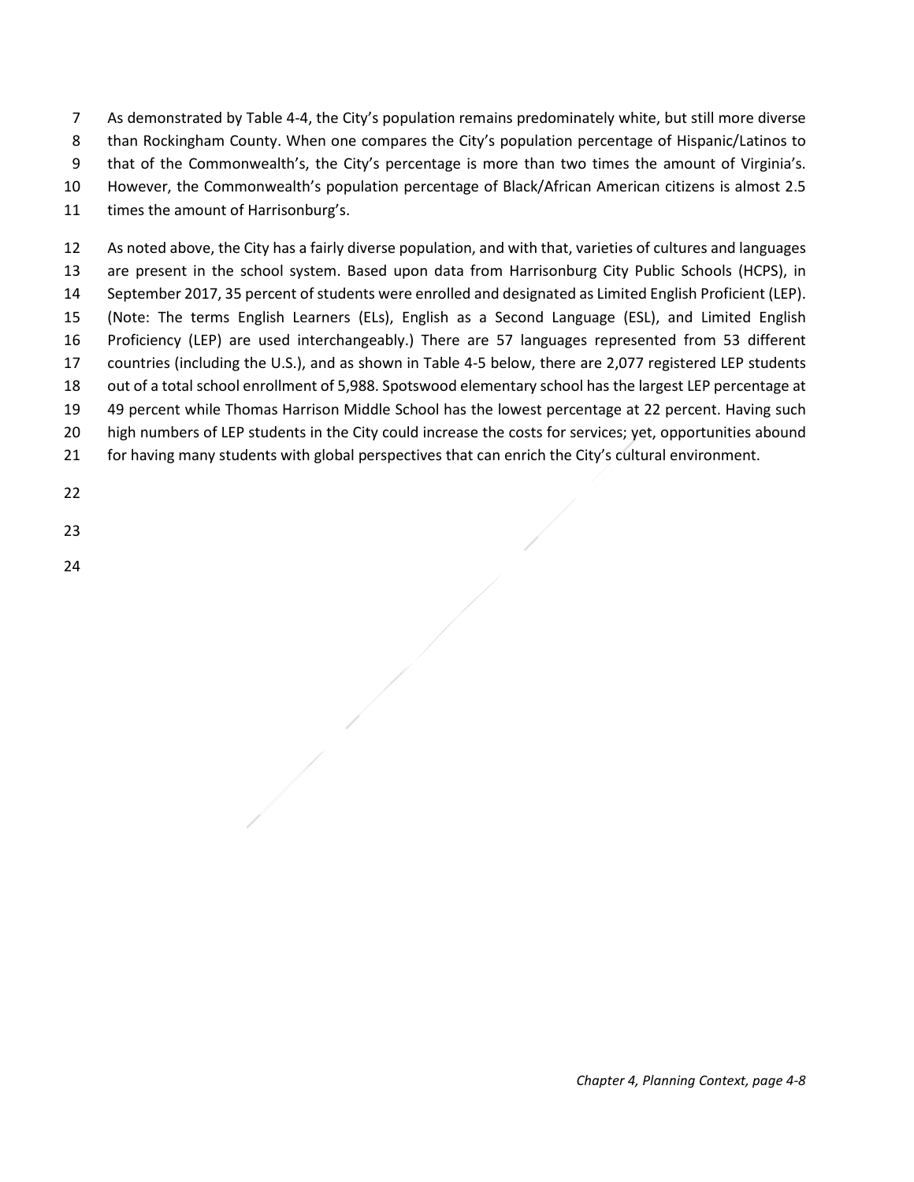As demonstrated by Table 4-4, the City's population remains predominately white, but still more diverse than Rockingham County. When one compares the City's population percentage of Hispanic/Latinos to that of the Commonwealth's, the City's percentage is more than two times the amount of Virginia's. However, the Commonwealth's population percentage of Black/African American citizens is almost 2.5 times the amount of Harrisonburg's.

As noted above, the City has a fairly diverse population, and with that, varieties of cultures and languages are present in the school system. Based upon data from Harrisonburg City Public Schools (HCPS), in September 2017, 35 percent of students were enrolled and designated as Limited English Proficient (LEP). (Note: The terms English Learners (ELs), English as a Second Language (ESL), and Limited English Proficiency (LEP) are used interchangeably.) There are 57 languages represented from 53 different countries (including the U.S.), and as shown in Table 4-5 below, there are 2,077 registered LEP students out of a total school enrollment of 5,988. Spotswood elementary school has the largest LEP percentage at 49 percent while Thomas Harrison Middle School has the lowest percentage at 22 percent. Having such high numbers of LEP students in the City could increase the costs for services; yet, opportunities abound for having many students with global perspectives that can enrich the City's cultural environment.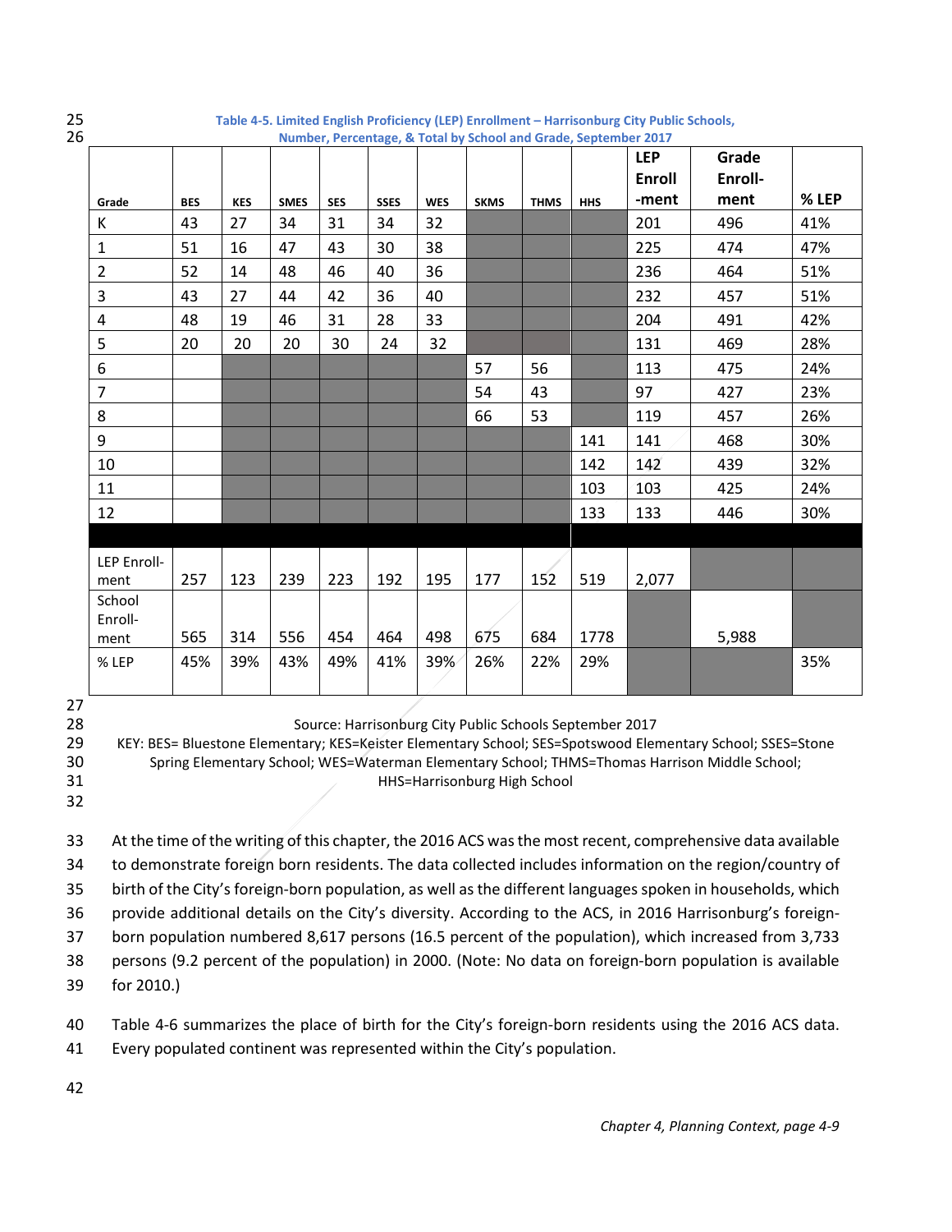**Table 4-5. Limited English Proficiency (LEP) Enrollment – Harrisonburg City Public Schools, Number, Percentage, & Total by School and Grade, September 2017**

| Grade | BES | KES | SMES | SES | SSES | WES | SKMS | THMS | HHS | LEP Enroll-ment | Grade Enroll-ment | % LEP |
|---|---|---|---|---|---|---|---|---|---|---|---|---|
| K | 43 | 27 | 34 | 31 | 34 | 32 | | | | 201 | 496 | 41% |
| 1 | 51 | 16 | 47 | 43 | 30 | 38 | | | | 225 | 474 | 47% |
| 2 | 52 | 14 | 48 | 46 | 40 | 36 | | | | 236 | 464 | 51% |
| 3 | 43 | 27 | 44 | 42 | 36 | 40 | | | | 232 | 457 | 51% |
| 4 | 48 | 19 | 46 | 31 | 28 | 33 | | | | 204 | 491 | 42% |
| 5 | 20 | 20 | 20 | 30 | 24 | 32 | | | | 131 | 469 | 28% |
| 6 | | | | | | | 57 | 56 | | 113 | 475 | 24% |
| 7 | | | | | | | 54 | 43 | | 97 | 427 | 23% |
| 8 | | | | | | | 66 | 53 | | 119 | 457 | 26% |
| 9 | | | | | | | | | 141 | 141 | 468 | 30% |
| 10 | | | | | | | | | 142 | 142 | 439 | 32% |
| 11 | | | | | | | | | 103 | 103 | 425 | 24% |
| 12 | | | | | | | | | 133 | 133 | 446 | 30% |
| LEP Enroll-ment | 257 | 123 | 239 | 223 | 192 | 195 | 177 | 152 | 519 | 2,077 | | |
| School Enroll-ment | 565 | 314 | 556 | 454 | 464 | 498 | 675 | 684 | 1778 | | 5,988 | |
| % LEP | 45% | 39% | 43% | 49% | 41% | 39% | 26% | 22% | 29% | | | 35% |

Source: Harrisonburg City Public Schools September 2017

KEY: BES= Bluestone Elementary; KES=Keister Elementary School; SES=Spotswood Elementary School; SSES=Stone Spring Elementary School; WES=Waterman Elementary School; THMS=Thomas Harrison Middle School; HHS=Harrisonburg High School

At the time of the writing of this chapter, the 2016 ACS was the most recent, comprehensive data available to demonstrate foreign born residents. The data collected includes information on the region/country of birth of the City's foreign-born population, as well as the different languages spoken in households, which provide additional details on the City's diversity. According to the ACS, in 2016 Harrisonburg's foreign-born population numbered 8,617 persons (16.5 percent of the population), which increased from 3,733 persons (9.2 percent of the population) in 2000. (Note: No data on foreign-born population is available for 2010.)

Table 4-6 summarizes the place of birth for the City's foreign-born residents using the 2016 ACS data. Every populated continent was represented within the City's population.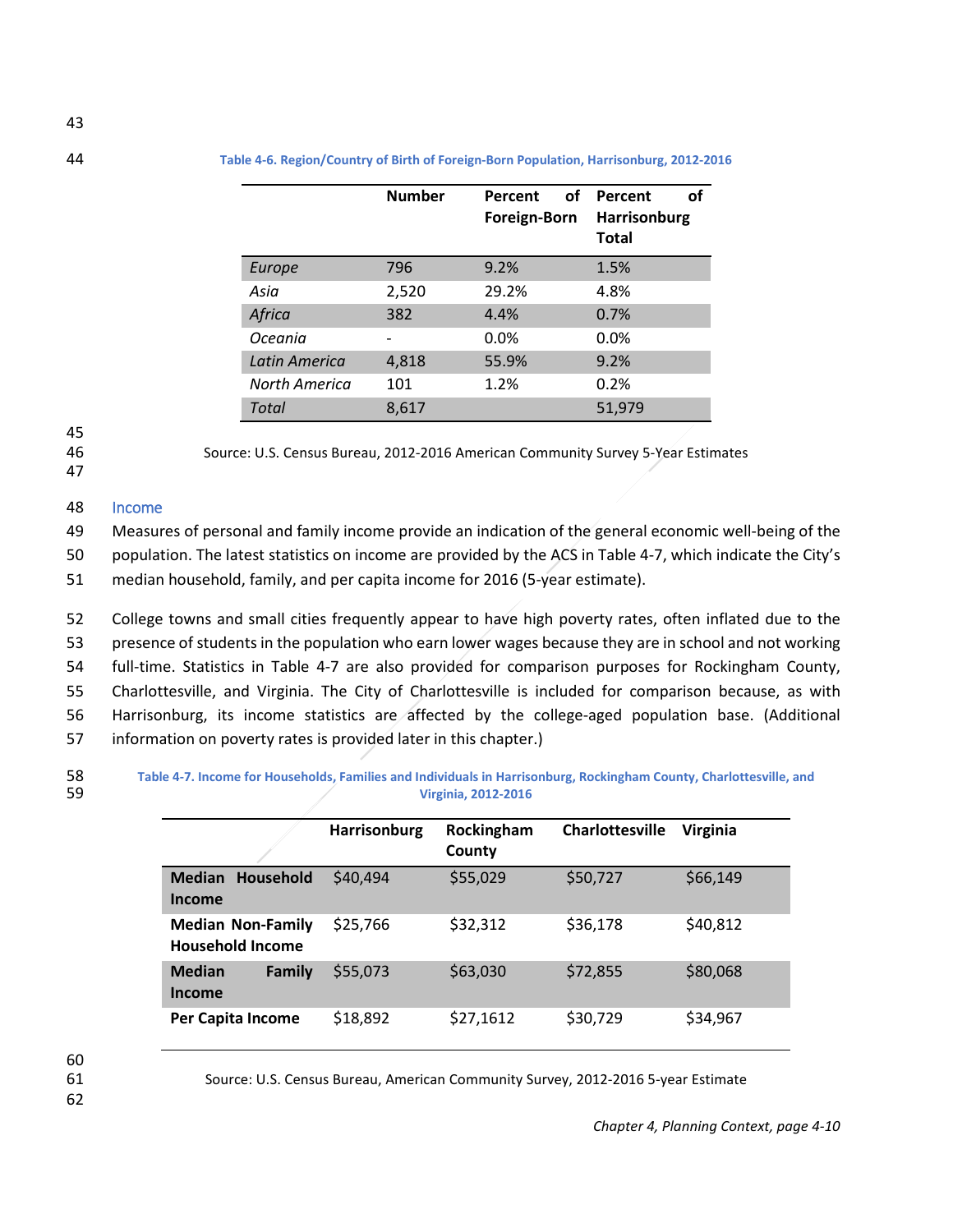**Table 4-6. Region/Country of Birth of Foreign-Born Population, Harrisonburg, 2012-2016**

| | Number | Percent of Foreign-Born | Percent of Harrisonburg Total |
|---|---|---|---|
| *Europe* | 796 | 9.2% | 1.5% |
| *Asia* | 2,520 | 29.2% | 4.8% |
| *Africa* | 382 | 4.4% | 0.7% |
| *Oceania* | - | 0.0% | 0.0% |
| *Latin America* | 4,818 | 55.9% | 9.2% |
| *North America* | 101 | 1.2% | 0.2% |
| *Total* | 8,617 | | 51,979 |

Source: U.S. Census Bureau, 2012-2016 American Community Survey 5-Year Estimates

## Income

Measures of personal and family income provide an indication of the general economic well-being of the population. The latest statistics on income are provided by the ACS in Table 4-7, which indicate the City's median household, family, and per capita income for 2016 (5-year estimate).

College towns and small cities frequently appear to have high poverty rates, often inflated due to the presence of students in the population who earn lower wages because they are in school and not working full-time. Statistics in Table 4-7 are also provided for comparison purposes for Rockingham County, Charlottesville, and Virginia. The City of Charlottesville is included for comparison because, as with Harrisonburg, its income statistics are affected by the college-aged population base. (Additional information on poverty rates is provided later in this chapter.)

**Table 4-7. Income for Households, Families and Individuals in Harrisonburg, Rockingham County, Charlottesville, and Virginia, 2012-2016**

| | Harrisonburg | Rockingham County | Charlottesville | Virginia |
|---|---|---|---|---|
| **Median Household Income** | $40,494 | $55,029 | $50,727 | $66,149 |
| **Median Non-Family Household Income** | $25,766 | $32,312 | $36,178 | $40,812 |
| **Median Family Income** | $55,073 | $63,030 | $72,855 | $80,068 |
| **Per Capita Income** | $18,892 | $27,1612 | $30,729 | $34,967 |

Source: U.S. Census Bureau, American Community Survey, 2012-2016 5-year Estimate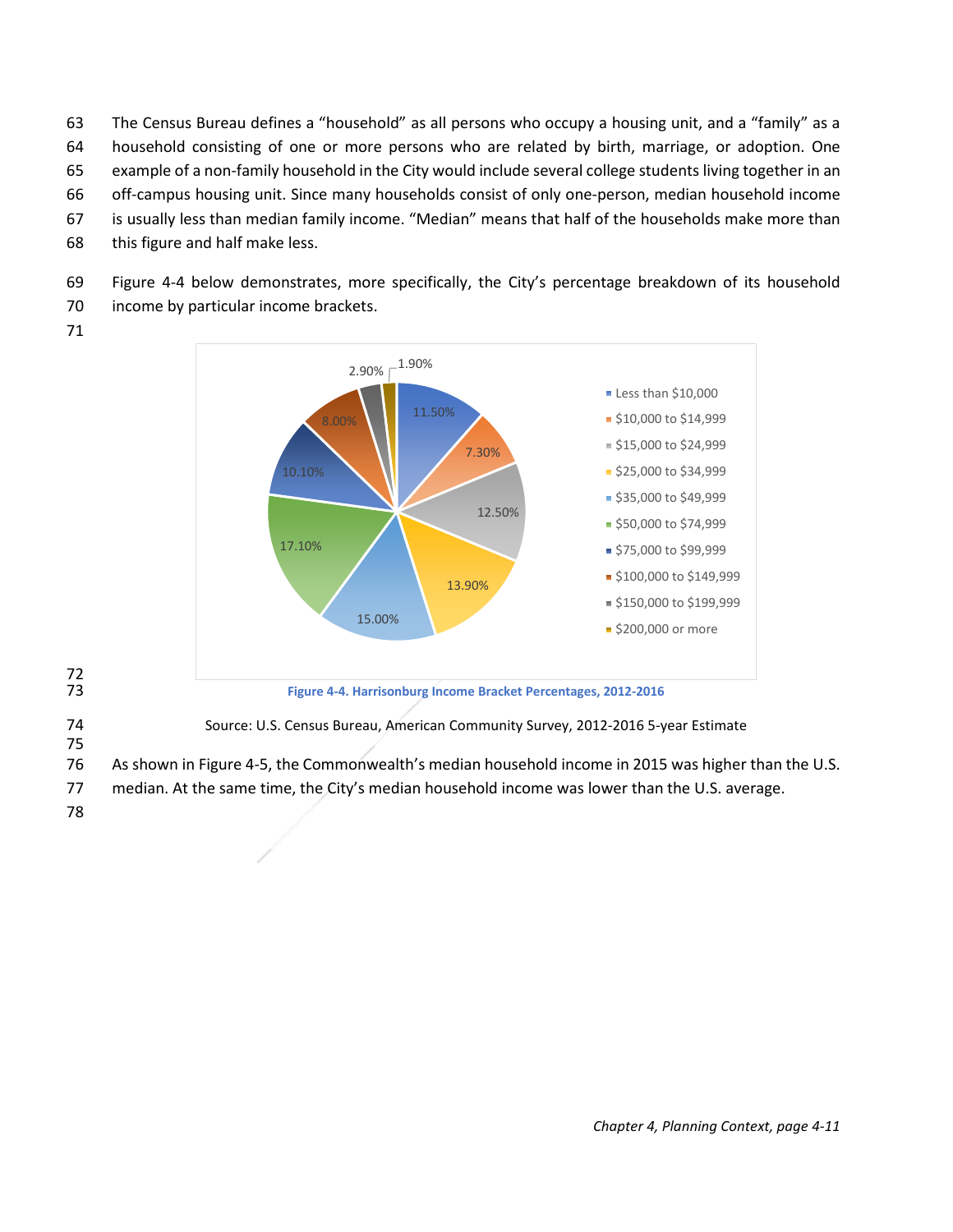The Census Bureau defines a "household" as all persons who occupy a housing unit, and a "family" as a household consisting of one or more persons who are related by birth, marriage, or adoption. One example of a non-family household in the City would include several college students living together in an off-campus housing unit. Since many households consist of only one-person, median household income is usually less than median family income. "Median" means that half of the households make more than this figure and half make less.

Figure 4-4 below demonstrates, more specifically, the City's percentage breakdown of its household income by particular income brackets.

| Income Bracket | Percentage |
|---|---|
| Less than $10,000 | 11.50% |
| $10,000 to $14,999 | 7.30% |
| $15,000 to $24,999 | 12.50% |
| $25,000 to $34,999 | 13.90% |
| $35,000 to $49,999 | 15.00% |
| $50,000 to $74,999 | 17.10% |
| $75,000 to $99,999 | 10.10% |
| $100,000 to $149,999 | 8.00% |
| $150,000 to $199,999 | 2.90% |
| $200,000 or more | 1.90% |

**Figure 4-4. Harrisonburg Income Bracket Percentages, 2012-2016**

Source: U.S. Census Bureau, American Community Survey, 2012-2016 5-year Estimate

As shown in Figure 4-5, the Commonwealth's median household income in 2015 was higher than the U.S. median. At the same time, the City's median household income was lower than the U.S. average.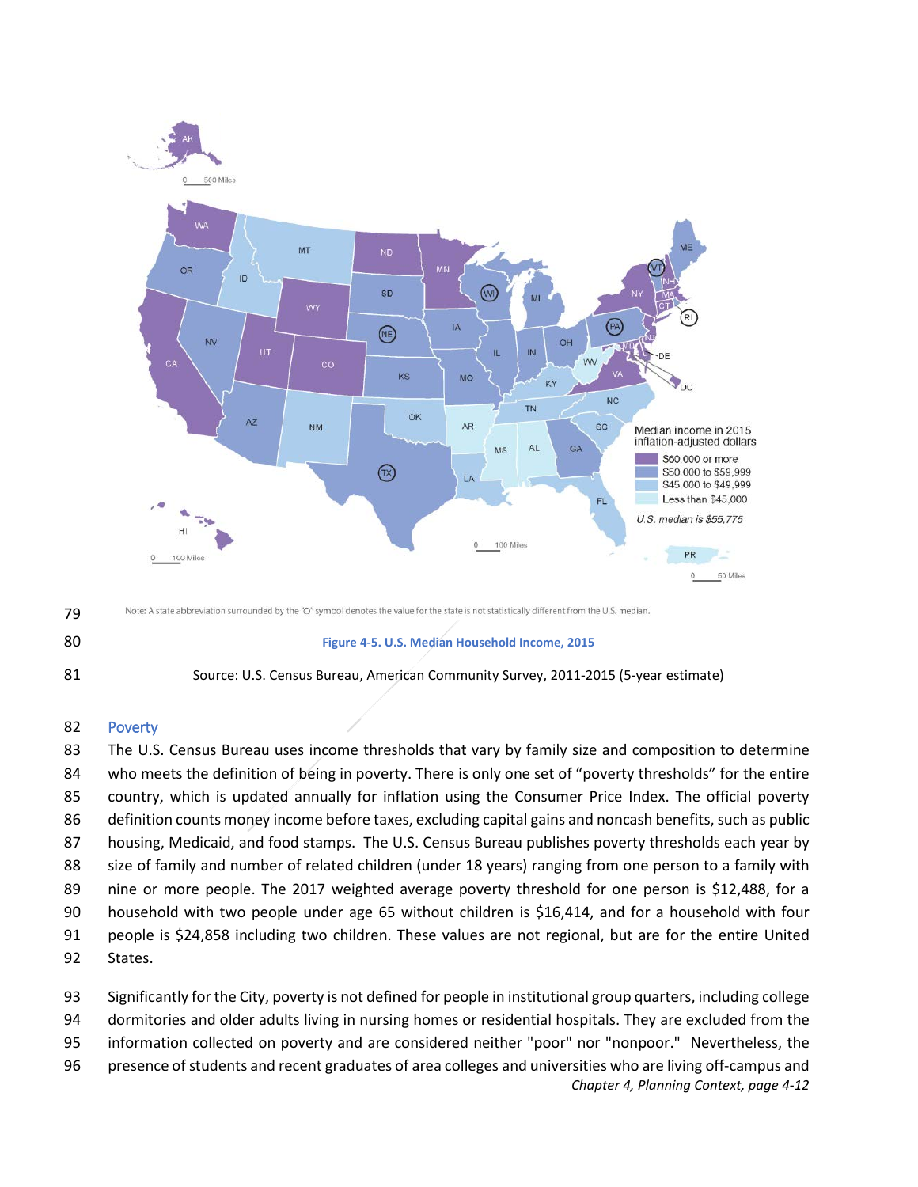Note: A state abbreviation surrounded by the "O" symbol denotes the value for the state is not statistically different from the U.S. median.

**Figure 4-5. U.S. Median Household Income, 2015**

Source: U.S. Census Bureau, American Community Survey, 2011-2015 (5-year estimate)

## Poverty

The U.S. Census Bureau uses income thresholds that vary by family size and composition to determine who meets the definition of being in poverty. There is only one set of "poverty thresholds" for the entire country, which is updated annually for inflation using the Consumer Price Index. The official poverty definition counts money income before taxes, excluding capital gains and noncash benefits, such as public housing, Medicaid, and food stamps. The U.S. Census Bureau publishes poverty thresholds each year by size of family and number of related children (under 18 years) ranging from one person to a family with nine or more people. The 2017 weighted average poverty threshold for one person is $12,488, for a household with two people under age 65 without children is $16,414, and for a household with four people is $24,858 including two children. These values are not regional, but are for the entire United States.

Significantly for the City, poverty is not defined for people in institutional group quarters, including college dormitories and older adults living in nursing homes or residential hospitals. They are excluded from the information collected on poverty and are considered neither "poor" nor "nonpoor." Nevertheless, the presence of students and recent graduates of area colleges and universities who are living off-campus and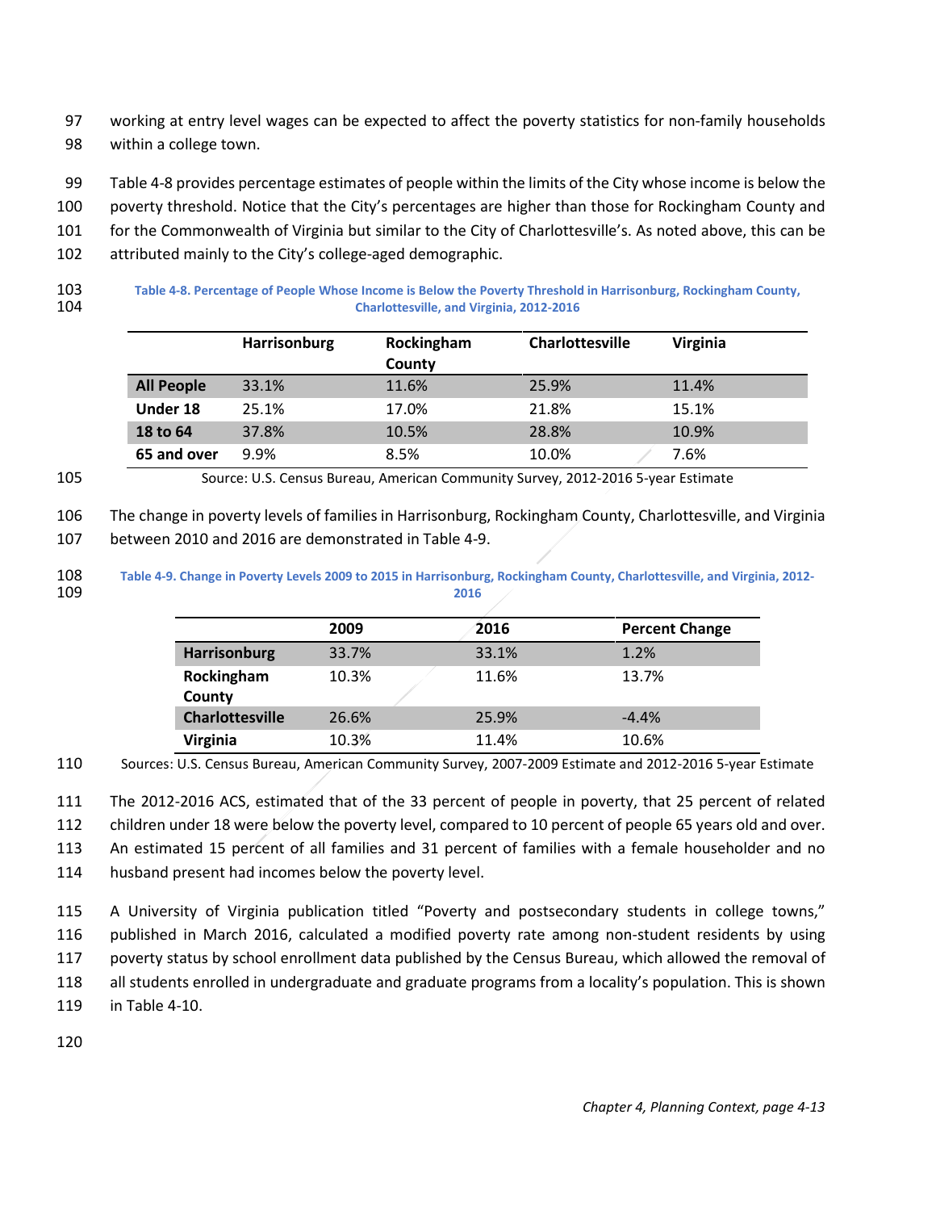working at entry level wages can be expected to affect the poverty statistics for non-family households within a college town.

Table 4-8 provides percentage estimates of people within the limits of the City whose income is below the poverty threshold. Notice that the City's percentages are higher than those for Rockingham County and for the Commonwealth of Virginia but similar to the City of Charlottesville's. As noted above, this can be attributed mainly to the City's college-aged demographic.

**Table 4-8. Percentage of People Whose Income is Below the Poverty Threshold in Harrisonburg, Rockingham County, Charlottesville, and Virginia, 2012-2016**

| | Harrisonburg | Rockingham County | Charlottesville | Virginia |
|---|---|---|---|---|
| **All People** | 33.1% | 11.6% | 25.9% | 11.4% |
| **Under 18** | 25.1% | 17.0% | 21.8% | 15.1% |
| **18 to 64** | 37.8% | 10.5% | 28.8% | 10.9% |
| **65 and over** | 9.9% | 8.5% | 10.0% | 7.6% |

Source: U.S. Census Bureau, American Community Survey, 2012-2016 5-year Estimate

The change in poverty levels of families in Harrisonburg, Rockingham County, Charlottesville, and Virginia between 2010 and 2016 are demonstrated in Table 4-9.

**Table 4-9. Change in Poverty Levels 2009 to 2015 in Harrisonburg, Rockingham County, Charlottesville, and Virginia, 2012-2016**

| | 2009 | 2016 | Percent Change |
|---|---|---|---|
| **Harrisonburg** | 33.7% | 33.1% | 1.2% |
| **Rockingham County** | 10.3% | 11.6% | 13.7% |
| **Charlottesville** | 26.6% | 25.9% | -4.4% |
| **Virginia** | 10.3% | 11.4% | 10.6% |

Sources: U.S. Census Bureau, American Community Survey, 2007-2009 Estimate and 2012-2016 5-year Estimate

The 2012-2016 ACS, estimated that of the 33 percent of people in poverty, that 25 percent of related children under 18 were below the poverty level, compared to 10 percent of people 65 years old and over. An estimated 15 percent of all families and 31 percent of families with a female householder and no husband present had incomes below the poverty level.

A University of Virginia publication titled "Poverty and postsecondary students in college towns," published in March 2016, calculated a modified poverty rate among non-student residents by using poverty status by school enrollment data published by the Census Bureau, which allowed the removal of all students enrolled in undergraduate and graduate programs from a locality's population. This is shown in Table 4-10.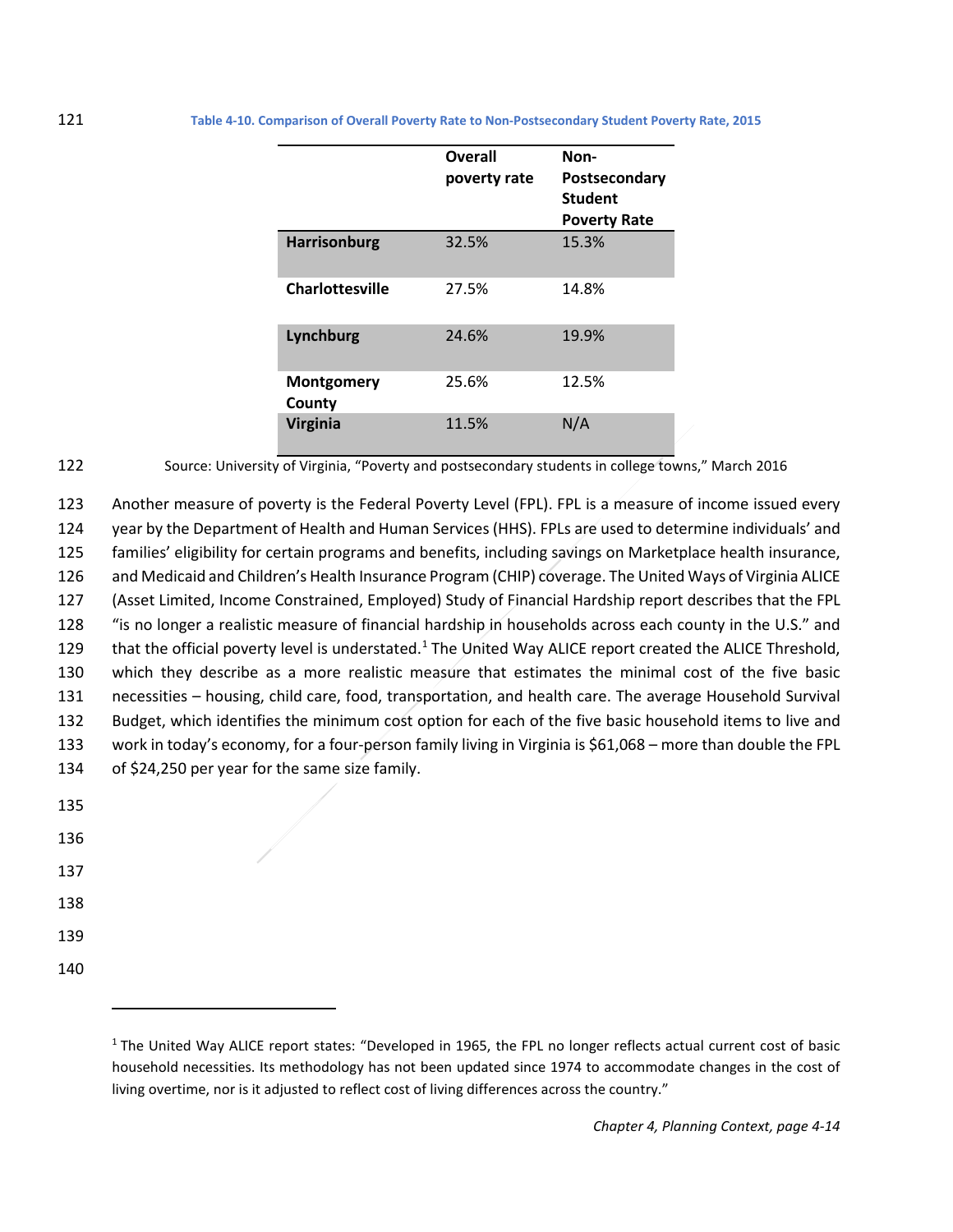**Table 4-10. Comparison of Overall Poverty Rate to Non-Postsecondary Student Poverty Rate, 2015**

| | Overall poverty rate | Non-Postsecondary Student Poverty Rate |
|---|---|---|
| **Harrisonburg** | 32.5% | 15.3% |
| **Charlottesville** | 27.5% | 14.8% |
| **Lynchburg** | 24.6% | 19.9% |
| **Montgomery County** | 25.6% | 12.5% |
| **Virginia** | 11.5% | N/A |

Source: University of Virginia, "Poverty and postsecondary students in college towns," March 2016

Another measure of poverty is the Federal Poverty Level (FPL). FPL is a measure of income issued every year by the Department of Health and Human Services (HHS). FPLs are used to determine individuals' and families' eligibility for certain programs and benefits, including savings on Marketplace health insurance, and Medicaid and Children's Health Insurance Program (CHIP) coverage. The United Ways of Virginia ALICE (Asset Limited, Income Constrained, Employed) Study of Financial Hardship report describes that the FPL "is no longer a realistic measure of financial hardship in households across each county in the U.S." and that the official poverty level is understated.[1] The United Way ALICE report created the ALICE Threshold, which they describe as a more realistic measure that estimates the minimal cost of the five basic necessities – housing, child care, food, transportation, and health care. The average Household Survival Budget, which identifies the minimum cost option for each of the five basic household items to live and work in today's economy, for a four-person family living in Virginia is $61,068 – more than double the FPL of $24,250 per year for the same size family.

---

[1] The United Way ALICE report states: "Developed in 1965, the FPL no longer reflects actual current cost of basic household necessities. Its methodology has not been updated since 1974 to accommodate changes in the cost of living overtime, nor is it adjusted to reflect cost of living differences across the country."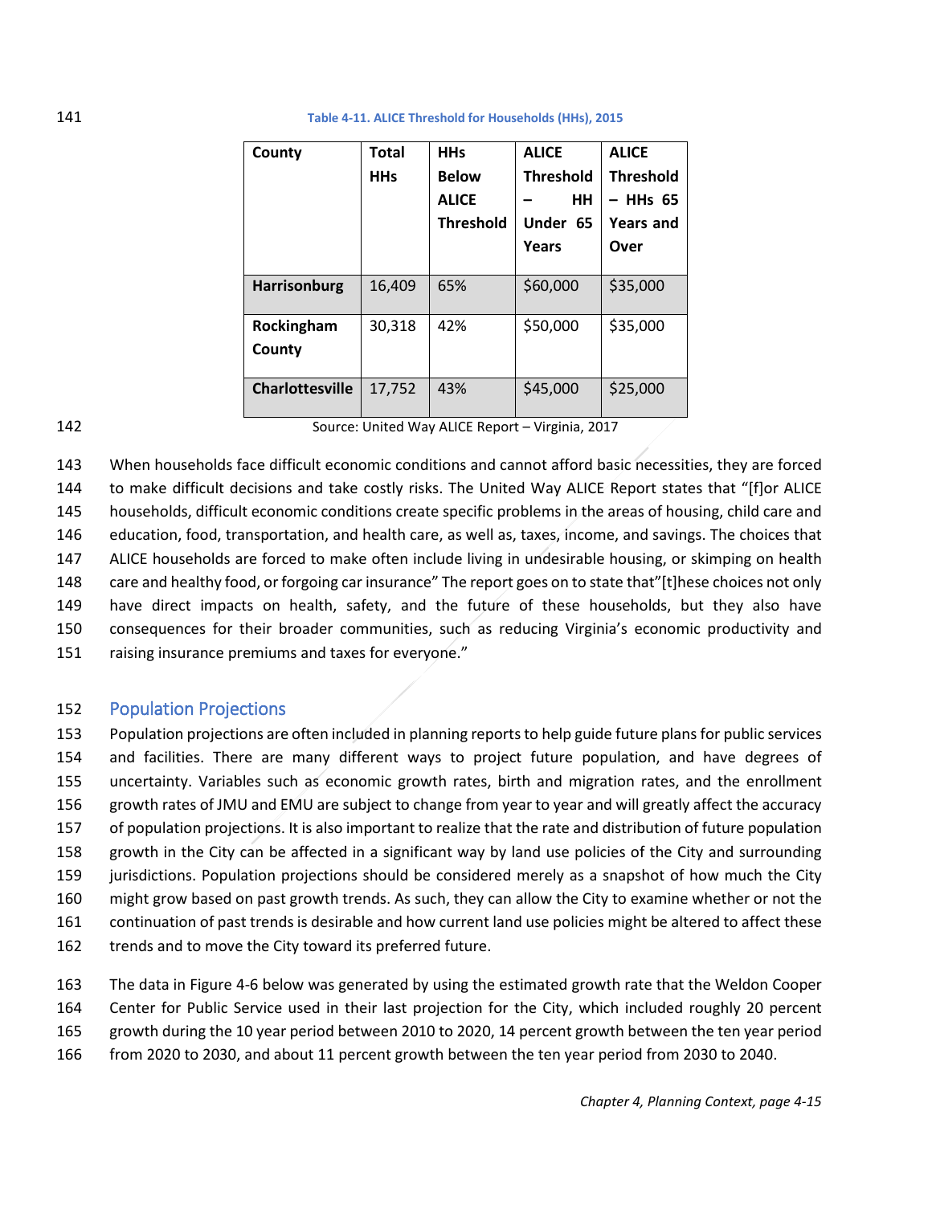**Table 4-11. ALICE Threshold for Households (HHs), 2015**

| County | Total HHs | HHs Below ALICE Threshold | ALICE Threshold – HH Under 65 Years | ALICE Threshold – HHs 65 Years and Over |
|---|---|---|---|---|
| **Harrisonburg** | 16,409 | 65% | $60,000 | $35,000 |
| **Rockingham County** | 30,318 | 42% | $50,000 | $35,000 |
| **Charlottesville** | 17,752 | 43% | $45,000 | $25,000 |

Source: United Way ALICE Report – Virginia, 2017

When households face difficult economic conditions and cannot afford basic necessities, they are forced to make difficult decisions and take costly risks. The United Way ALICE Report states that "[f]or ALICE households, difficult economic conditions create specific problems in the areas of housing, child care and education, food, transportation, and health care, as well as, taxes, income, and savings. The choices that ALICE households are forced to make often include living in undesirable housing, or skimping on health care and healthy food, or forgoing car insurance" The report goes on to state that"[t]hese choices not only have direct impacts on health, safety, and the future of these households, but they also have consequences for their broader communities, such as reducing Virginia's economic productivity and raising insurance premiums and taxes for everyone."

## Population Projections

Population projections are often included in planning reports to help guide future plans for public services and facilities. There are many different ways to project future population, and have degrees of uncertainty. Variables such as economic growth rates, birth and migration rates, and the enrollment growth rates of JMU and EMU are subject to change from year to year and will greatly affect the accuracy of population projections. It is also important to realize that the rate and distribution of future population growth in the City can be affected in a significant way by land use policies of the City and surrounding jurisdictions. Population projections should be considered merely as a snapshot of how much the City might grow based on past growth trends. As such, they can allow the City to examine whether or not the continuation of past trends is desirable and how current land use policies might be altered to affect these trends and to move the City toward its preferred future.

The data in Figure 4-6 below was generated by using the estimated growth rate that the Weldon Cooper Center for Public Service used in their last projection for the City, which included roughly 20 percent growth during the 10 year period between 2010 to 2020, 14 percent growth between the ten year period from 2020 to 2030, and about 11 percent growth between the ten year period from 2030 to 2040.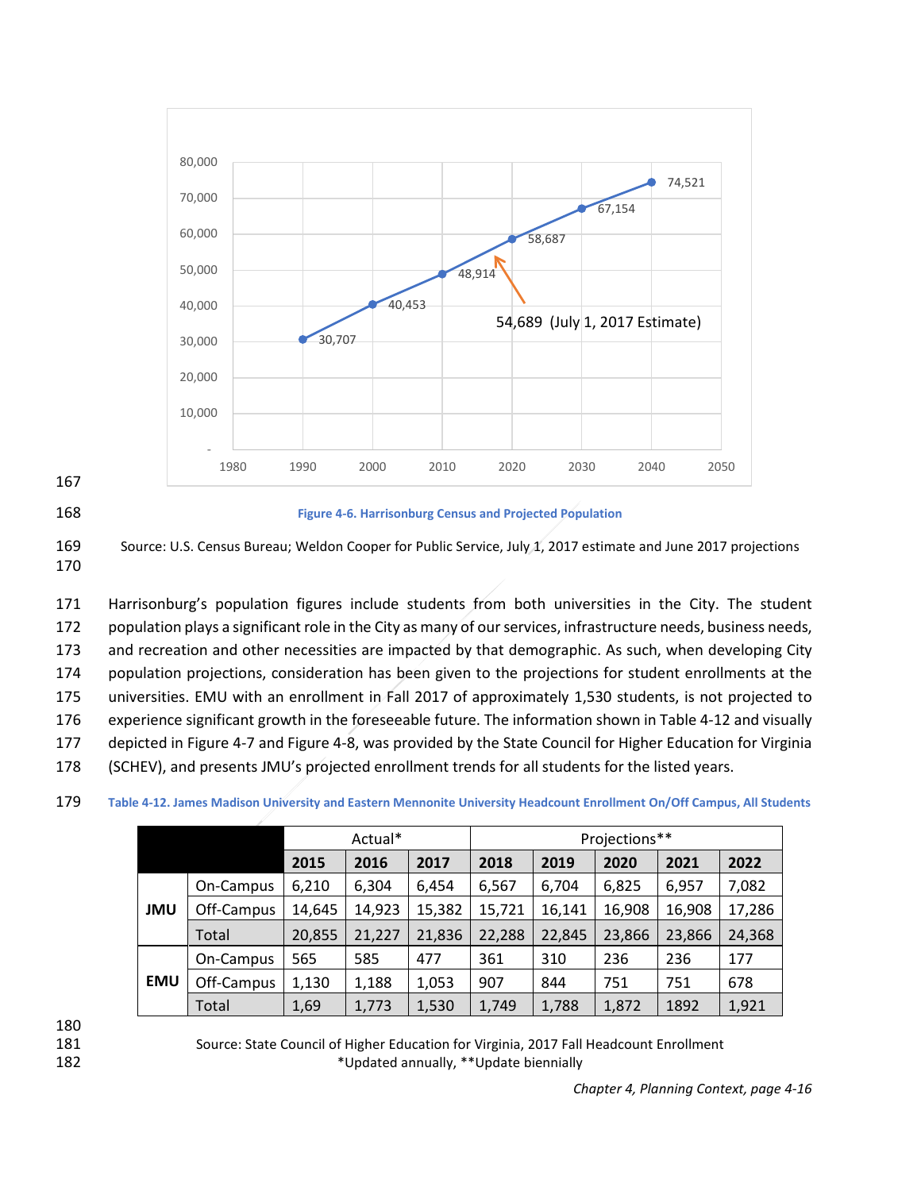Figure 4-6. Harrisonburg Census and Projected Population

Source: U.S. Census Bureau; Weldon Cooper for Public Service, July 1, 2017 estimate and June 2017 projections

Harrisonburg's population figures include students from both universities in the City. The student population plays a significant role in the City as many of our services, infrastructure needs, business needs, and recreation and other necessities are impacted by that demographic. As such, when developing City population projections, consideration has been given to the projections for student enrollments at the universities. EMU with an enrollment in Fall 2017 of approximately 1,530 students, is not projected to experience significant growth in the foreseeable future. The information shown in Table 4-12 and visually depicted in Figure 4-7 and Figure 4-8, was provided by the State Council for Higher Education for Virginia (SCHEV), and presents JMU's projected enrollment trends for all students for the listed years.

Table 4-12. James Madison University and Eastern Mennonite University Headcount Enrollment On/Off Campus, All Students

| | | Actual* | | | Projections** | | | | |
|---|---|---|---|---|---|---|---|---|---|
| | | 2015 | 2016 | 2017 | 2018 | 2019 | 2020 | 2021 | 2022 |
| JMU | On-Campus | 6,210 | 6,304 | 6,454 | 6,567 | 6,704 | 6,825 | 6,957 | 7,082 |
| | Off-Campus | 14,645 | 14,923 | 15,382 | 15,721 | 16,141 | 16,908 | 16,908 | 17,286 |
| | Total | 20,855 | 21,227 | 21,836 | 22,288 | 22,845 | 23,866 | 23,866 | 24,368 |
| EMU | On-Campus | 565 | 585 | 477 | 361 | 310 | 236 | 236 | 177 |
| | Off-Campus | 1,130 | 1,188 | 1,053 | 907 | 844 | 751 | 751 | 678 |
| | Total | 1,69 | 1,773 | 1,530 | 1,749 | 1,788 | 1,872 | 1892 | 1,921 |

Source: State Council of Higher Education for Virginia, 2017 Fall Headcount Enrollment
*Updated annually, **Update biennially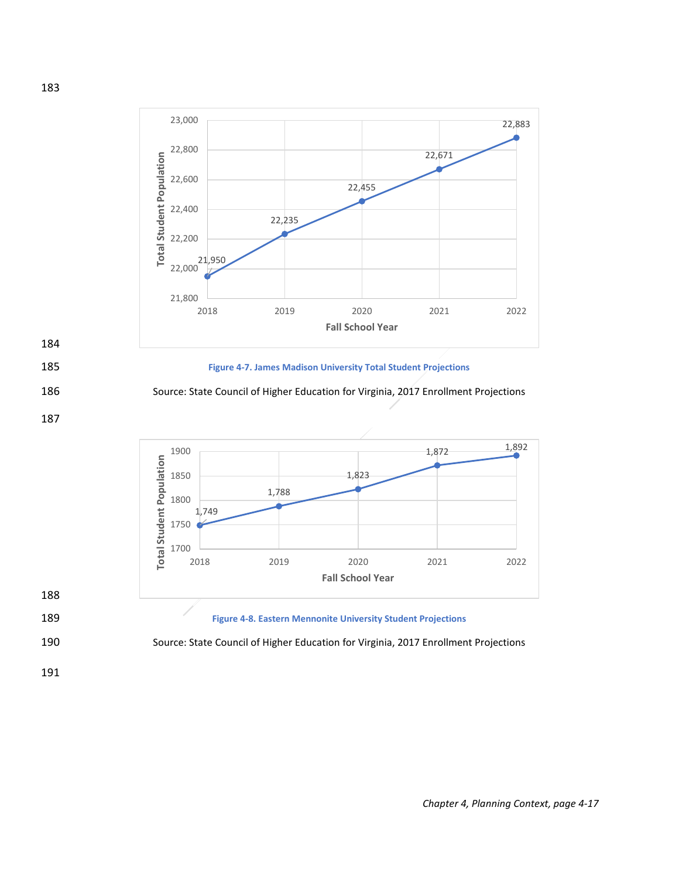| Fall School Year | Total Student Population |
|---|---|
| 2018 | 21,950 |
| 2019 | 22,235 |
| 2020 | 22,455 |
| 2021 | 22,671 |
| 2022 | 22,883 |

**Figure 4-7. James Madison University Total Student Projections**

Source: State Council of Higher Education for Virginia, 2017 Enrollment Projections

| Fall School Year | Total Student Population |
|---|---|
| 2018 | 1,749 |
| 2019 | 1,788 |
| 2020 | 1,823 |
| 2021 | 1,872 |
| 2022 | 1,892 |

**Figure 4-8. Eastern Mennonite University Student Projections**

Source: State Council of Higher Education for Virginia, 2017 Enrollment Projections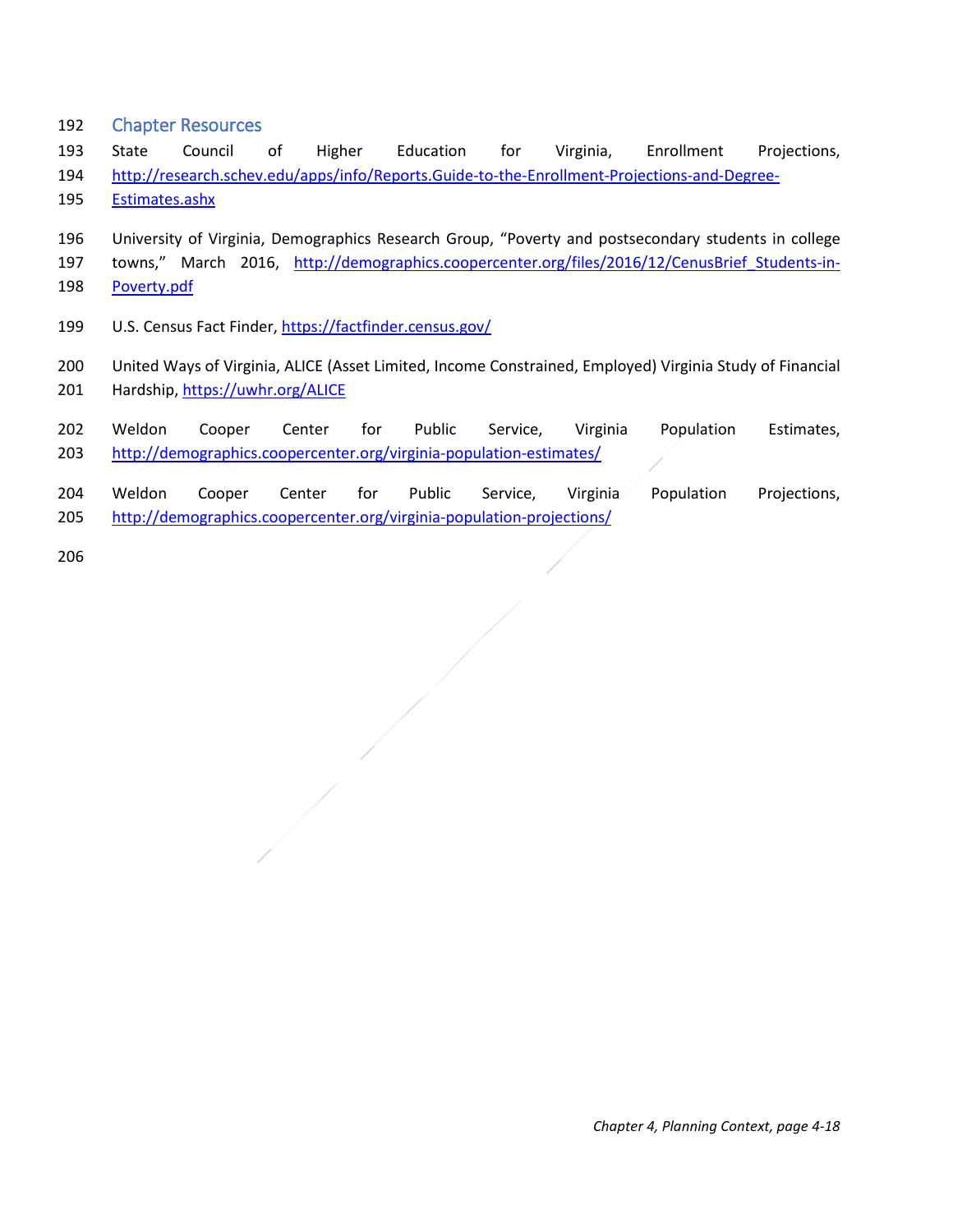## Chapter Resources

State Council of Higher Education for Virginia, Enrollment Projections, http://research.schev.edu/apps/info/Reports.Guide-to-the-Enrollment-Projections-and-Degree-Estimates.ashx

University of Virginia, Demographics Research Group, "Poverty and postsecondary students in college towns," March 2016, http://demographics.coopercenter.org/files/2016/12/CenusBrief_Students-in-Poverty.pdf

U.S. Census Fact Finder, https://factfinder.census.gov/

United Ways of Virginia, ALICE (Asset Limited, Income Constrained, Employed) Virginia Study of Financial Hardship, https://uwhr.org/ALICE

Weldon Cooper Center for Public Service, Virginia Population Estimates, http://demographics.coopercenter.org/virginia-population-estimates/

Weldon Cooper Center for Public Service, Virginia Population Projections, http://demographics.coopercenter.org/virginia-population-projections/